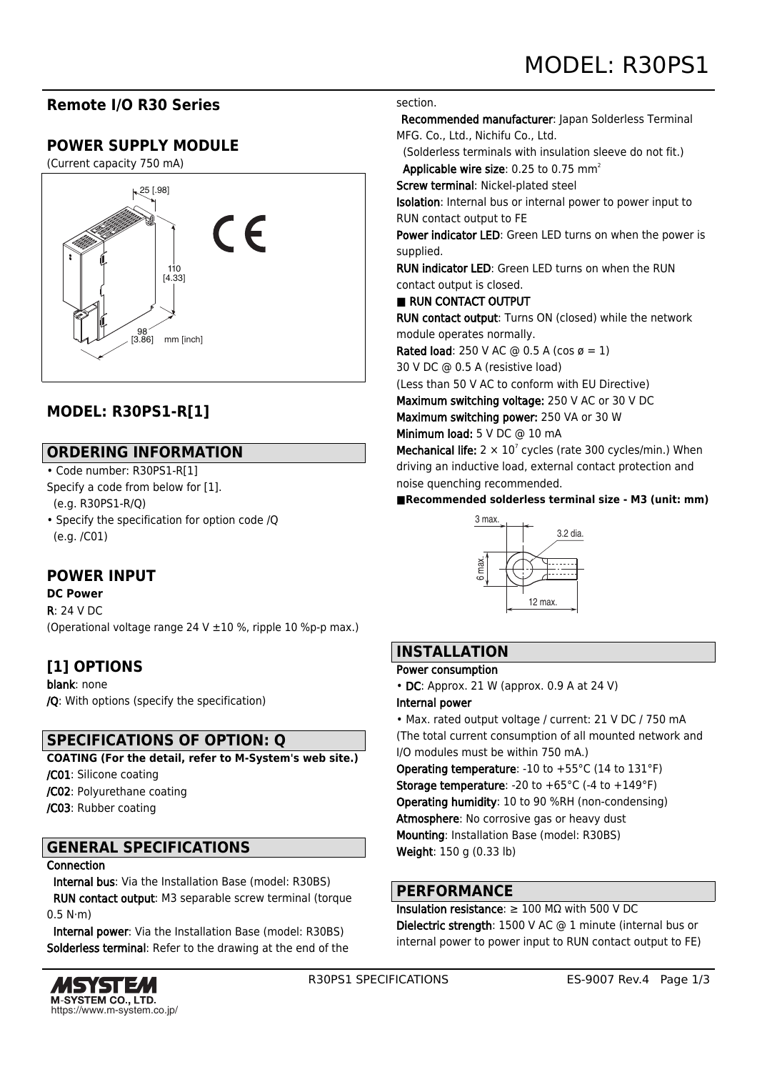# MODEL: R30PS1

## Remote I/O R30 Series

## POWER SUPPLY MODULE

(Current capacity 750 mA)

25 [.98]

110 [4.33]

98 [3.86] mm [inch]

## MODEL: R30PS1-R[1]

## ORDERING INFORMATION

- Code number: R30PS1-R[1]

Specify a code from below for [1].
(e.g. R30PS1-R/Q)

- Specify the specification for option code /Q
(e.g. /C01)

## POWER INPUT

**DC Power**

**R**: 24 V DC
(Operational voltage range 24 V ±10 %, ripple 10 %p-p max.)

## [1] OPTIONS

**blank**: none
**/Q**: With options (specify the specification)

## SPECIFICATIONS OF OPTION: Q

**COATING (For the detail, refer to M-System's web site.)**
**/C01**: Silicone coating
**/C02**: Polyurethane coating
**/C03**: Rubber coating

## GENERAL SPECIFICATIONS

**Connection**
**Internal bus**: Via the Installation Base (model: R30BS)
**RUN contact output**: M3 separable screw terminal (torque 0.5 N·m)
**Internal power**: Via the Installation Base (model: R30BS)
**Solderless terminal**: Refer to the drawing at the end of the section.
**Recommended manufacturer**: Japan Solderless Terminal MFG. Co., Ltd., Nichifu Co., Ltd.
(Solderless terminals with insulation sleeve do not fit.)
**Applicable wire size**: 0.25 to 0.75 $mm^2$
**Screw terminal**: Nickel-plated steel
**Isolation**: Internal bus or internal power to power input to RUN contact output to FE
**Power indicator LED**: Green LED turns on when the power is supplied.
**RUN indicator LED**: Green LED turns on when the RUN contact output is closed.

■ RUN CONTACT OUTPUT

**RUN contact output**: Turns ON (closed) while the network module operates normally.
**Rated load**: 250 V AC @ 0.5 A (cos ø = 1)
30 V DC @ 0.5 A (resistive load)
(Less than 50 V AC to conform with EU Directive)
**Maximum switching voltage:** 250 V AC or 30 V DC
**Maximum switching power:** 250 VA or 30 W
**Minimum load:** 5 V DC @ 10 mA
**Mechanical life:** $2 \times 10^7$ cycles (rate 300 cycles/min.) When driving an inductive load, external contact protection and noise quenching recommended.

**■Recommended solderless terminal size - M3 (unit: mm)**

3 max. | 3.2 dia. | 6 max. | 12 max.

## INSTALLATION

**Power consumption**
- **DC**: Approx. 21 W (approx. 0.9 A at 24 V)

**Internal power**
- Max. rated output voltage / current: 21 V DC / 750 mA
(The total current consumption of all mounted network and I/O modules must be within 750 mA.)

**Operating temperature**: -10 to +55°C (14 to 131°F)
**Storage temperature**: -20 to +65°C (-4 to +149°F)
**Operating humidity**: 10 to 90 %RH (non-condensing)
**Atmosphere**: No corrosive gas or heavy dust
**Mounting**: Installation Base (model: R30BS)
**Weight**: 150 g (0.33 lb)

## PERFORMANCE

**Insulation resistance**: ≥ 100 MΩ with 500 V DC
**Dielectric strength**: 1500 V AC @ 1 minute (internal bus or internal power to power input to RUN contact output to FE)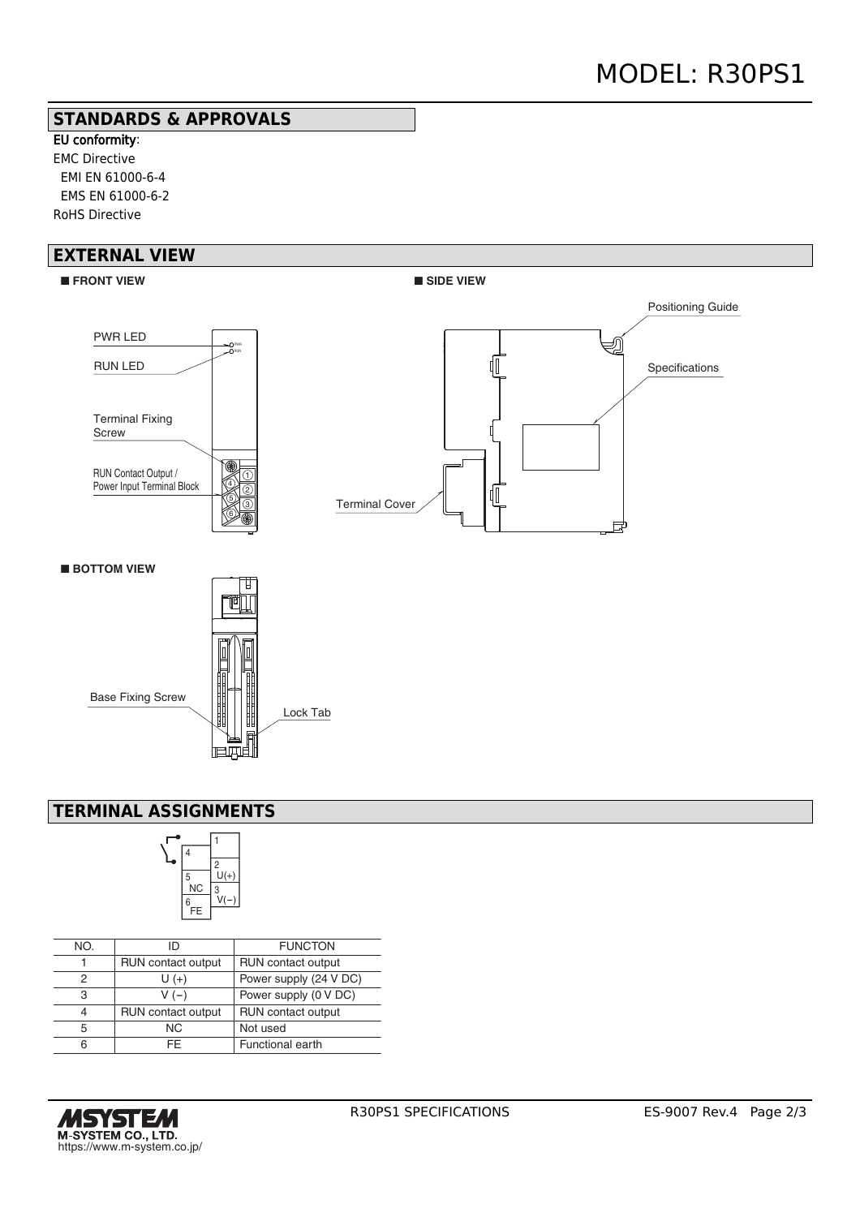## STANDARDS & APPROVALS

**EU conformity**:
EMC Directive
 EMI EN 61000-6-4
 EMS EN 61000-6-2
RoHS Directive

## EXTERNAL VIEW

■ **FRONT VIEW**

PWR LED
RUN LED
Terminal Fixing Screw
RUN Contact Output / Power Input Terminal Block

■ **SIDE VIEW**

Positioning Guide
Specifications
Terminal Cover

■ **BOTTOM VIEW**

Base Fixing Screw
Lock Tab

## TERMINAL ASSIGNMENTS

| NO. | ID | FUNCTON |
|---|---|---|
| 1 | RUN contact output | RUN contact output |
| 2 | U (+) | Power supply (24 V DC) |
| 3 | V (−) | Power supply (0 V DC) |
| 4 | RUN contact output | RUN contact output |
| 5 | NC | Not used |
| 6 | FE | Functional earth |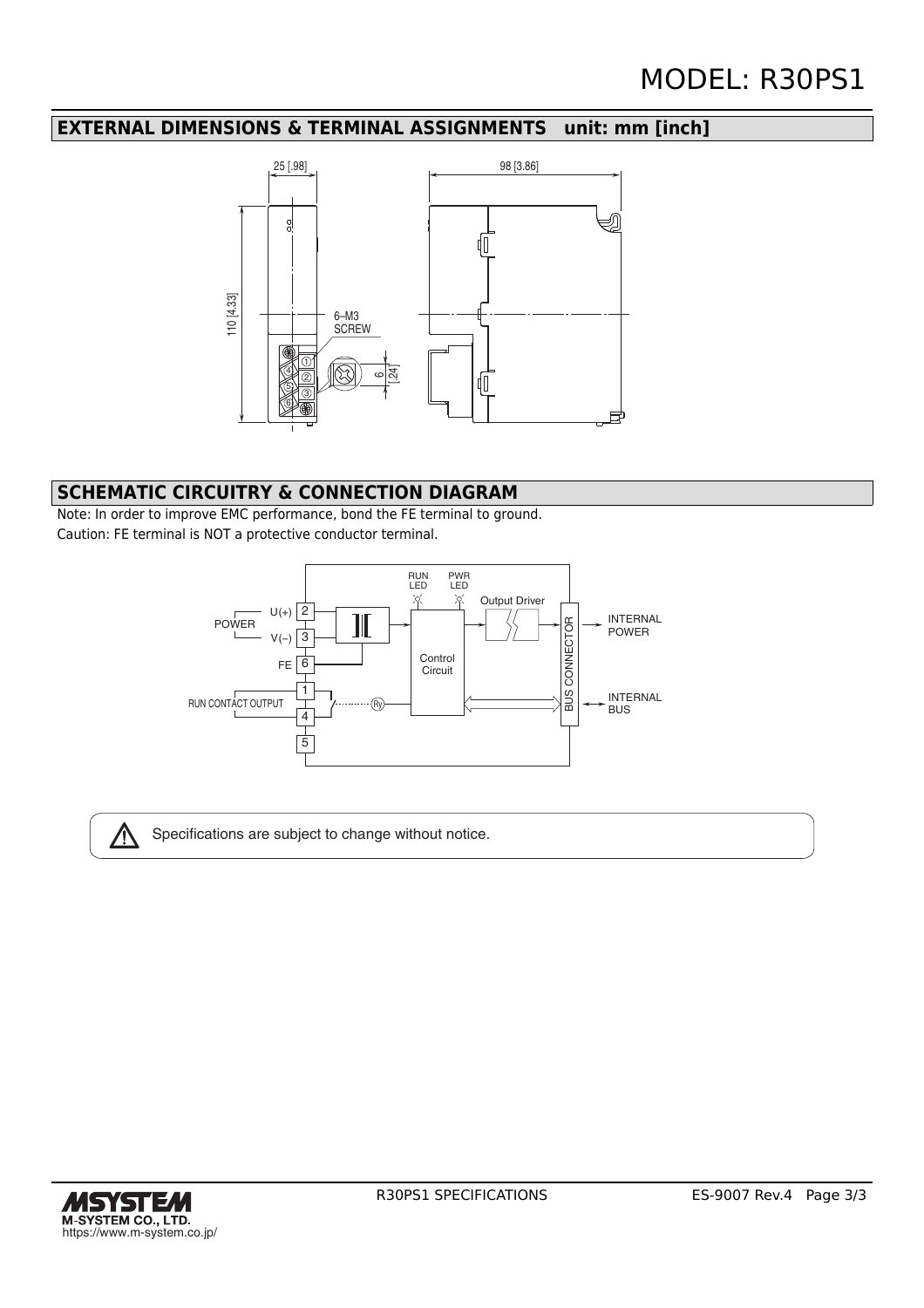# MODEL: R30PS1

## EXTERNAL DIMENSIONS & TERMINAL ASSIGNMENTS unit: mm [inch]

25 [.98]

98 [3.86]

110 [4.33]

6–M3
SCREW

6
[.24]

## SCHEMATIC CIRCUITRY & CONNECTION DIAGRAM

Note: In order to improve EMC performance, bond the FE terminal to ground.
Caution: FE terminal is NOT a protective conductor terminal.

RUN LED
PWR LED
Output Driver
POWER
U(+) 2
V(–) 3
FE 6
Control Circuit
BUS CONNECTOR
INTERNAL POWER
INTERNAL BUS
RUN CONTACT OUTPUT
1
4
5
Ry

Specifications are subject to change without notice.